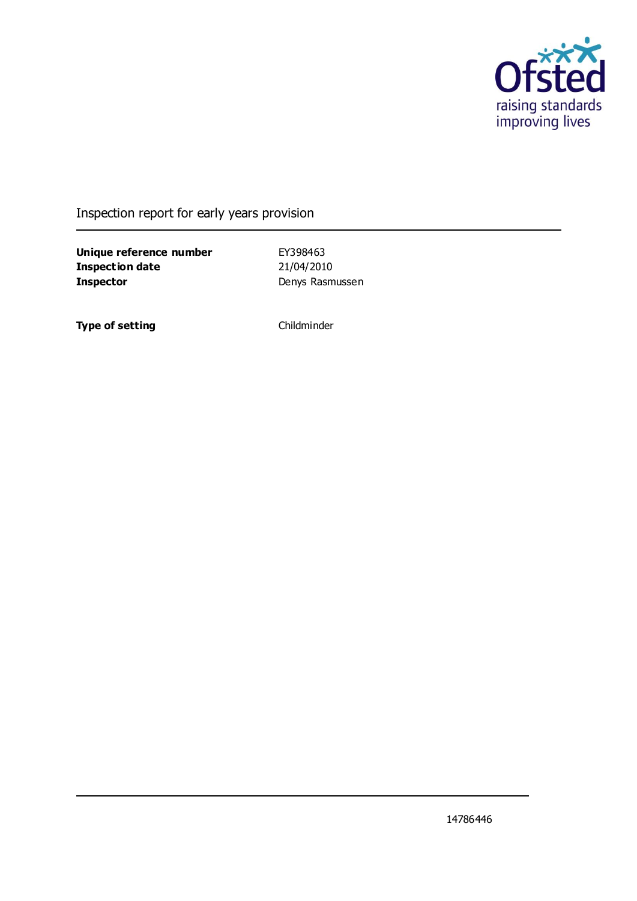Inspection report for early years provision

| | |
|---|---|
| **Unique reference number** | EY398463 |
| **Inspection date** | 21/04/2010 |
| **Inspector** | Denys Rasmussen |

| | |
|---|---|
| **Type of setting** | Childminder |

14786446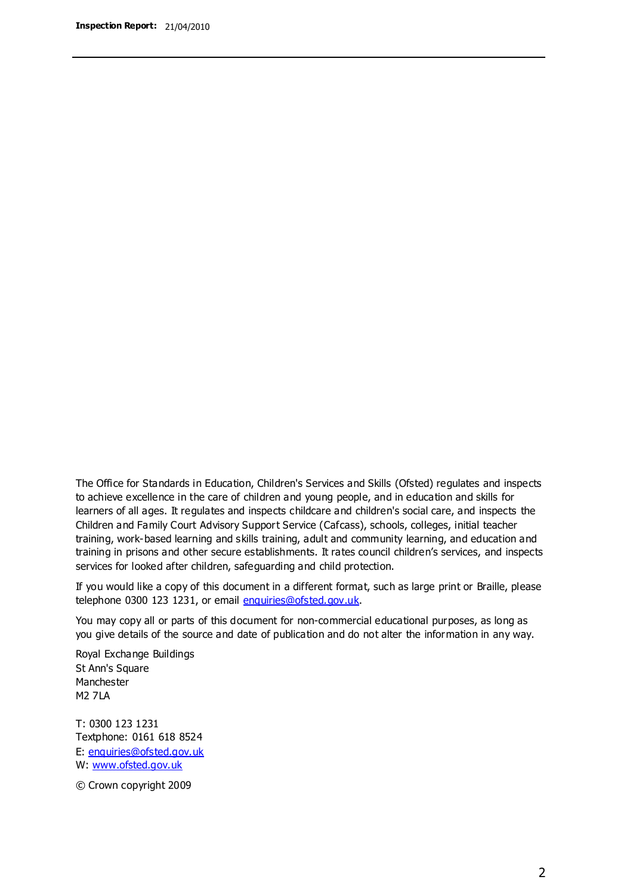The Office for Standards in Education, Children's Services and Skills (Ofsted) regulates and inspects to achieve excellence in the care of children and young people, and in education and skills for learners of all ages. It regulates and inspects childcare and children's social care, and inspects the Children and Family Court Advisory Support Service (Cafcass), schools, colleges, initial teacher training, work-based learning and skills training, adult and community learning, and education and training in prisons and other secure establishments. It rates council children's services, and inspects services for looked after children, safeguarding and child protection.

If you would like a copy of this document in a different format, such as large print or Braille, please telephone 0300 123 1231, or email enquiries@ofsted.gov.uk.

You may copy all or parts of this document for non-commercial educational purposes, as long as you give details of the source and date of publication and do not alter the information in any way.

Royal Exchange Buildings
St Ann's Square
Manchester
M2 7LA

T: 0300 123 1231
Textphone: 0161 618 8524
E: enquiries@ofsted.gov.uk
W: www.ofsted.gov.uk

© Crown copyright 2009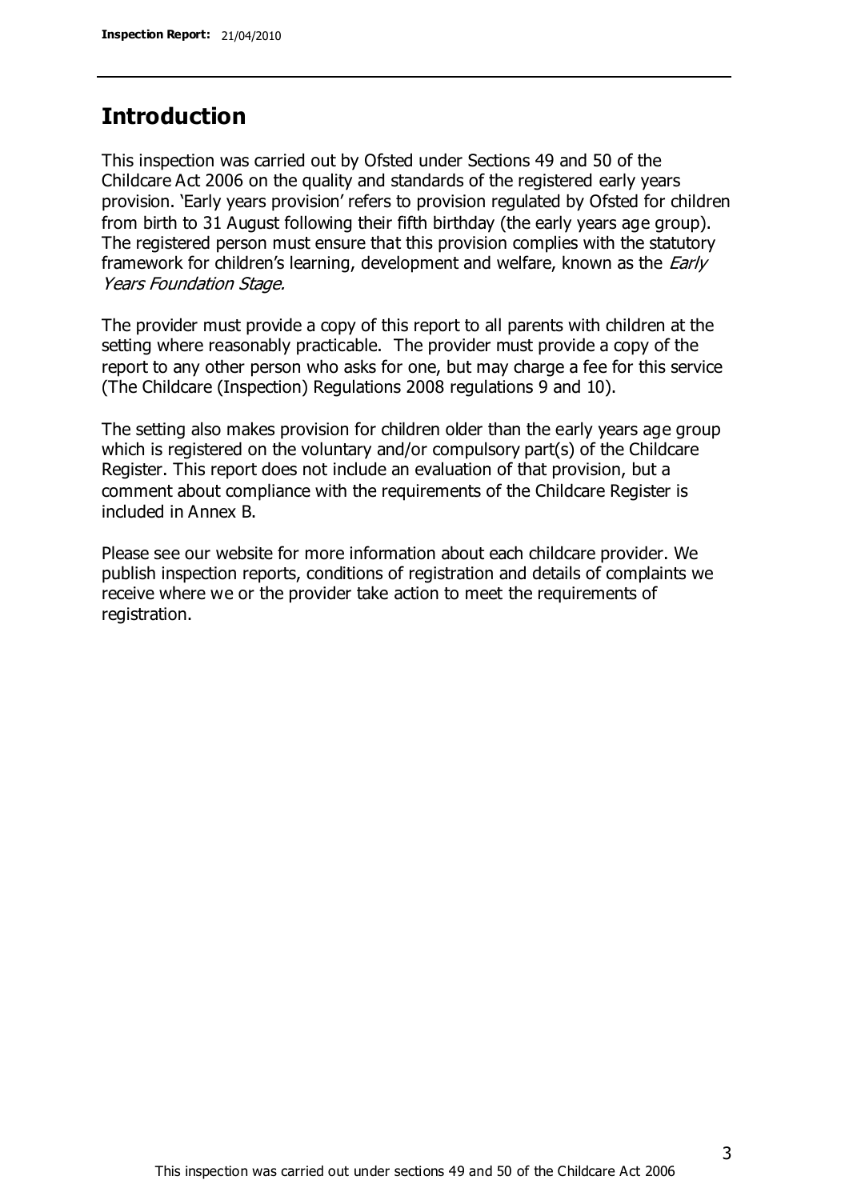## Introduction

This inspection was carried out by Ofsted under Sections 49 and 50 of the Childcare Act 2006 on the quality and standards of the registered early years provision. 'Early years provision' refers to provision regulated by Ofsted for children from birth to 31 August following their fifth birthday (the early years age group). The registered person must ensure that this provision complies with the statutory framework for children's learning, development and welfare, known as the *Early Years Foundation Stage*.

The provider must provide a copy of this report to all parents with children at the setting where reasonably practicable. The provider must provide a copy of the report to any other person who asks for one, but may charge a fee for this service (The Childcare (Inspection) Regulations 2008 regulations 9 and 10).

The setting also makes provision for children older than the early years age group which is registered on the voluntary and/or compulsory part(s) of the Childcare Register. This report does not include an evaluation of that provision, but a comment about compliance with the requirements of the Childcare Register is included in Annex B.

Please see our website for more information about each childcare provider. We publish inspection reports, conditions of registration and details of complaints we receive where we or the provider take action to meet the requirements of registration.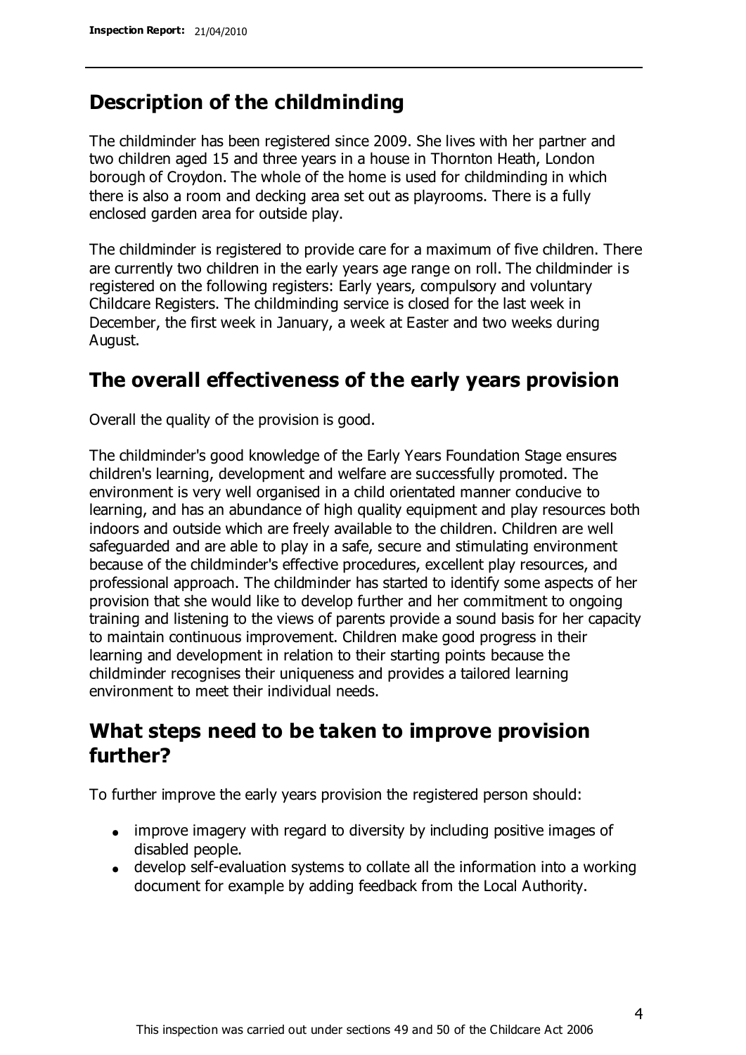## Description of the childminding

The childminder has been registered since 2009. She lives with her partner and two children aged 15 and three years in a house in Thornton Heath, London borough of Croydon. The whole of the home is used for childminding in which there is also a room and decking area set out as playrooms. There is a fully enclosed garden area for outside play.

The childminder is registered to provide care for a maximum of five children. There are currently two children in the early years age range on roll. The childminder is registered on the following registers: Early years, compulsory and voluntary Childcare Registers. The childminding service is closed for the last week in December, the first week in January, a week at Easter and two weeks during August.

## The overall effectiveness of the early years provision

Overall the quality of the provision is good.

The childminder's good knowledge of the Early Years Foundation Stage ensures children's learning, development and welfare are successfully promoted. The environment is very well organised in a child orientated manner conducive to learning, and has an abundance of high quality equipment and play resources both indoors and outside which are freely available to the children. Children are well safeguarded and are able to play in a safe, secure and stimulating environment because of the childminder's effective procedures, excellent play resources, and professional approach. The childminder has started to identify some aspects of her provision that she would like to develop further and her commitment to ongoing training and listening to the views of parents provide a sound basis for her capacity to maintain continuous improvement. Children make good progress in their learning and development in relation to their starting points because the childminder recognises their uniqueness and provides a tailored learning environment to meet their individual needs.

## What steps need to be taken to improve provision further?

To further improve the early years provision the registered person should:

- improve imagery with regard to diversity by including positive images of disabled people.
- develop self-evaluation systems to collate all the information into a working document for example by adding feedback from the Local Authority.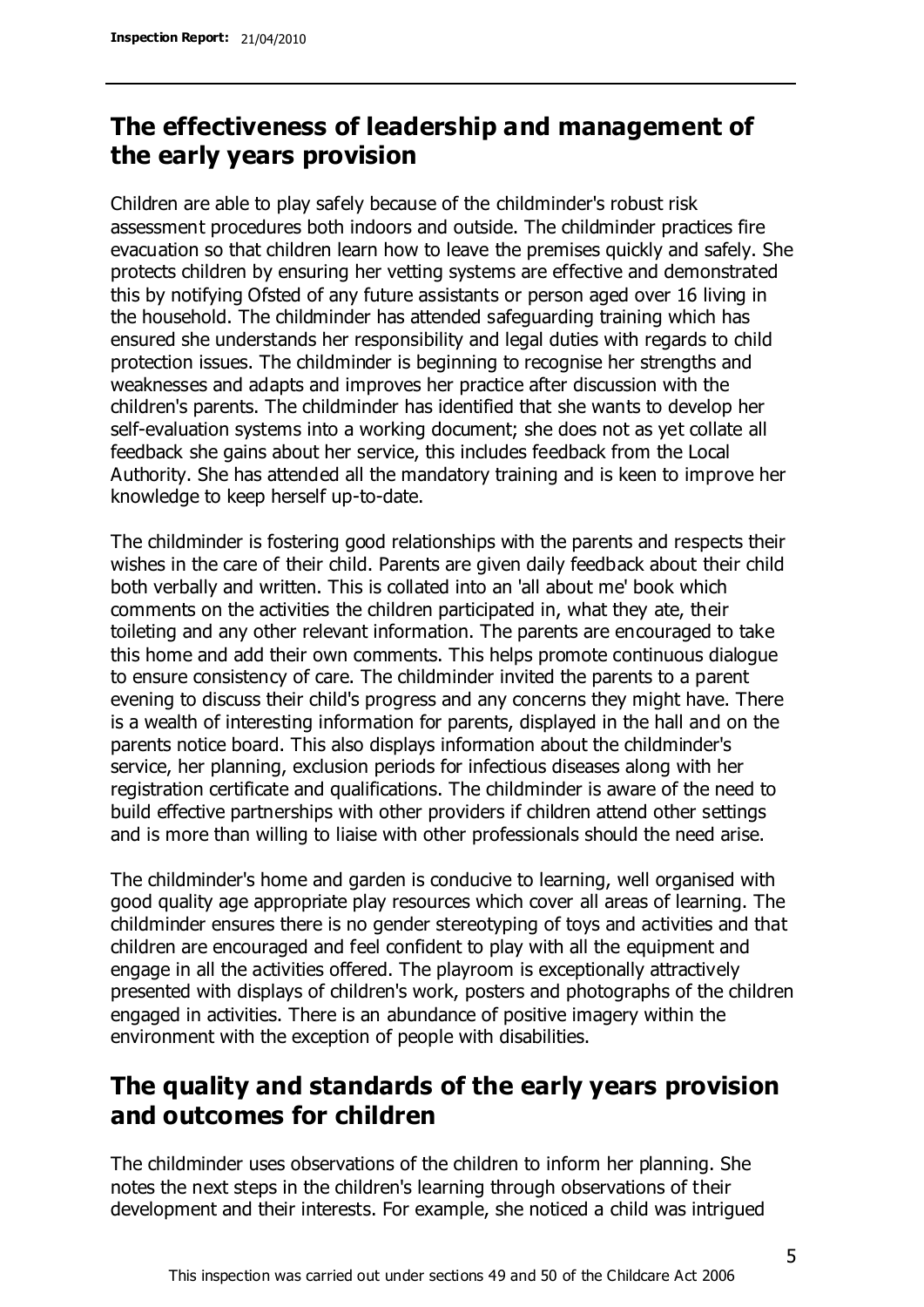## The effectiveness of leadership and management of the early years provision

Children are able to play safely because of the childminder's robust risk assessment procedures both indoors and outside. The childminder practices fire evacuation so that children learn how to leave the premises quickly and safely. She protects children by ensuring her vetting systems are effective and demonstrated this by notifying Ofsted of any future assistants or person aged over 16 living in the household. The childminder has attended safeguarding training which has ensured she understands her responsibility and legal duties with regards to child protection issues. The childminder is beginning to recognise her strengths and weaknesses and adapts and improves her practice after discussion with the children's parents. The childminder has identified that she wants to develop her self-evaluation systems into a working document; she does not as yet collate all feedback she gains about her service, this includes feedback from the Local Authority. She has attended all the mandatory training and is keen to improve her knowledge to keep herself up-to-date.

The childminder is fostering good relationships with the parents and respects their wishes in the care of their child. Parents are given daily feedback about their child both verbally and written. This is collated into an 'all about me' book which comments on the activities the children participated in, what they ate, their toileting and any other relevant information. The parents are encouraged to take this home and add their own comments. This helps promote continuous dialogue to ensure consistency of care. The childminder invited the parents to a parent evening to discuss their child's progress and any concerns they might have. There is a wealth of interesting information for parents, displayed in the hall and on the parents notice board. This also displays information about the childminder's service, her planning, exclusion periods for infectious diseases along with her registration certificate and qualifications. The childminder is aware of the need to build effective partnerships with other providers if children attend other settings and is more than willing to liaise with other professionals should the need arise.

The childminder's home and garden is conducive to learning, well organised with good quality age appropriate play resources which cover all areas of learning. The childminder ensures there is no gender stereotyping of toys and activities and that children are encouraged and feel confident to play with all the equipment and engage in all the activities offered. The playroom is exceptionally attractively presented with displays of children's work, posters and photographs of the children engaged in activities. There is an abundance of positive imagery within the environment with the exception of people with disabilities.

## The quality and standards of the early years provision and outcomes for children

The childminder uses observations of the children to inform her planning. She notes the next steps in the children's learning through observations of their development and their interests. For example, she noticed a child was intrigued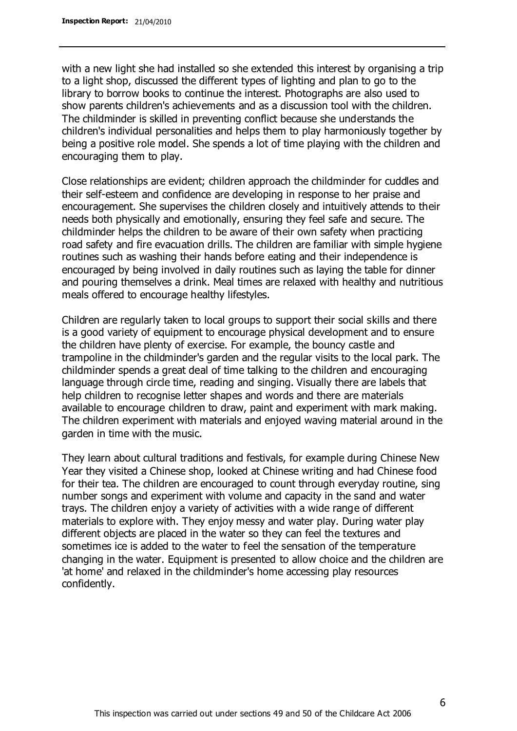with a new light she had installed so she extended this interest by organising a trip to a light shop, discussed the different types of lighting and plan to go to the library to borrow books to continue the interest. Photographs are also used to show parents children's achievements and as a discussion tool with the children. The childminder is skilled in preventing conflict because she understands the children's individual personalities and helps them to play harmoniously together by being a positive role model. She spends a lot of time playing with the children and encouraging them to play.

Close relationships are evident; children approach the childminder for cuddles and their self-esteem and confidence are developing in response to her praise and encouragement. She supervises the children closely and intuitively attends to their needs both physically and emotionally, ensuring they feel safe and secure. The childminder helps the children to be aware of their own safety when practicing road safety and fire evacuation drills. The children are familiar with simple hygiene routines such as washing their hands before eating and their independence is encouraged by being involved in daily routines such as laying the table for dinner and pouring themselves a drink. Meal times are relaxed with healthy and nutritious meals offered to encourage healthy lifestyles.

Children are regularly taken to local groups to support their social skills and there is a good variety of equipment to encourage physical development and to ensure the children have plenty of exercise. For example, the bouncy castle and trampoline in the childminder's garden and the regular visits to the local park. The childminder spends a great deal of time talking to the children and encouraging language through circle time, reading and singing. Visually there are labels that help children to recognise letter shapes and words and there are materials available to encourage children to draw, paint and experiment with mark making. The children experiment with materials and enjoyed waving material around in the garden in time with the music.

They learn about cultural traditions and festivals, for example during Chinese New Year they visited a Chinese shop, looked at Chinese writing and had Chinese food for their tea. The children are encouraged to count through everyday routine, sing number songs and experiment with volume and capacity in the sand and water trays. The children enjoy a variety of activities with a wide range of different materials to explore with. They enjoy messy and water play. During water play different objects are placed in the water so they can feel the textures and sometimes ice is added to the water to feel the sensation of the temperature changing in the water. Equipment is presented to allow choice and the children are 'at home' and relaxed in the childminder's home accessing play resources confidently.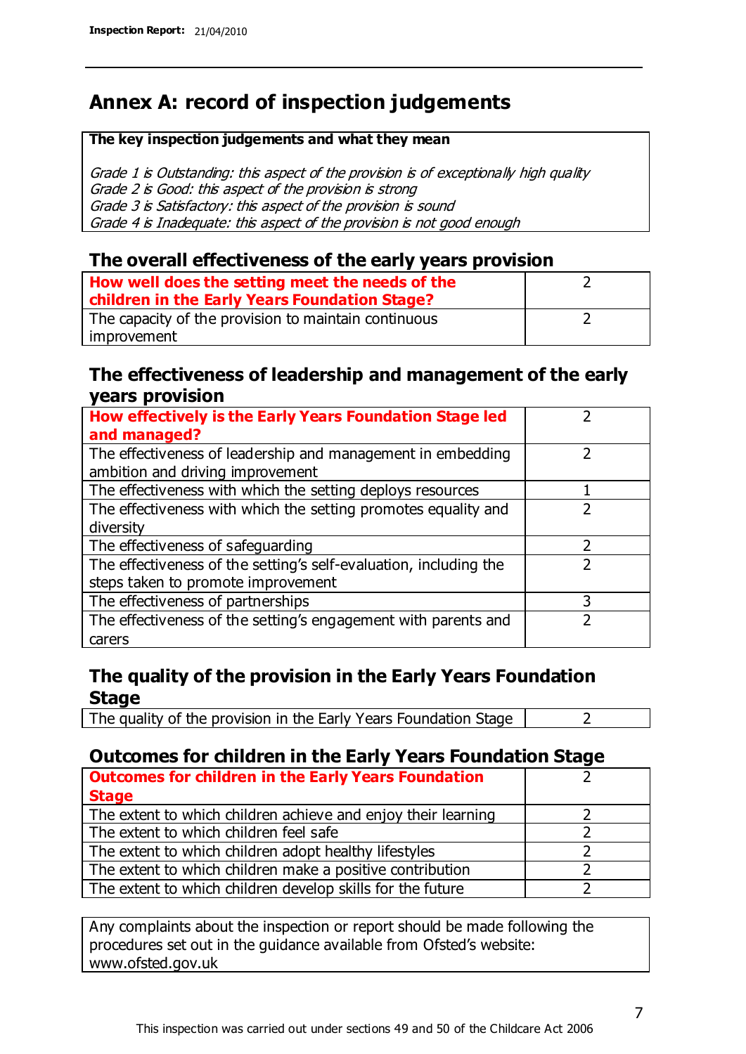# Annex A: record of inspection judgements

**The key inspection judgements and what they mean**

*Grade 1 is Outstanding: this aspect of the provision is of exceptionally high quality*
*Grade 2 is Good: this aspect of the provision is strong*
*Grade 3 is Satisfactory: this aspect of the provision is sound*
*Grade 4 is Inadequate: this aspect of the provision is not good enough*

## The overall effectiveness of the early years provision

| **How well does the setting meet the needs of the children in the Early Years Foundation Stage?** | 2 |
|---|---|
| The capacity of the provision to maintain continuous improvement | 2 |

## The effectiveness of leadership and management of the early years provision

| **How effectively is the Early Years Foundation Stage led and managed?** | 2 |
|---|---|
| The effectiveness of leadership and management in embedding ambition and driving improvement | 2 |
| The effectiveness with which the setting deploys resources | 1 |
| The effectiveness with which the setting promotes equality and diversity | 2 |
| The effectiveness of safeguarding | 2 |
| The effectiveness of the setting's self-evaluation, including the steps taken to promote improvement | 2 |
| The effectiveness of partnerships | 3 |
| The effectiveness of the setting's engagement with parents and carers | 2 |

## The quality of the provision in the Early Years Foundation Stage

| The quality of the provision in the Early Years Foundation Stage | 2 |
|---|---|

## Outcomes for children in the Early Years Foundation Stage

| **Outcomes for children in the Early Years Foundation Stage** | 2 |
|---|---|
| The extent to which children achieve and enjoy their learning | 2 |
| The extent to which children feel safe | 2 |
| The extent to which children adopt healthy lifestyles | 2 |
| The extent to which children make a positive contribution | 2 |
| The extent to which children develop skills for the future | 2 |

Any complaints about the inspection or report should be made following the procedures set out in the guidance available from Ofsted's website: www.ofsted.gov.uk

This inspection was carried out under sections 49 and 50 of the Childcare Act 2006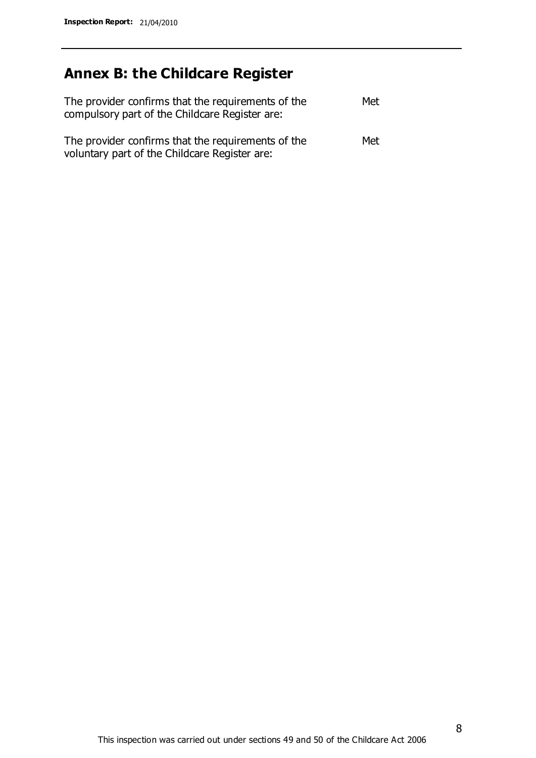## Annex B: the Childcare Register

| | |
|---|---|
| The provider confirms that the requirements of the compulsory part of the Childcare Register are: | Met |
| The provider confirms that the requirements of the voluntary part of the Childcare Register are: | Met |

This inspection was carried out under sections 49 and 50 of the Childcare Act 2006